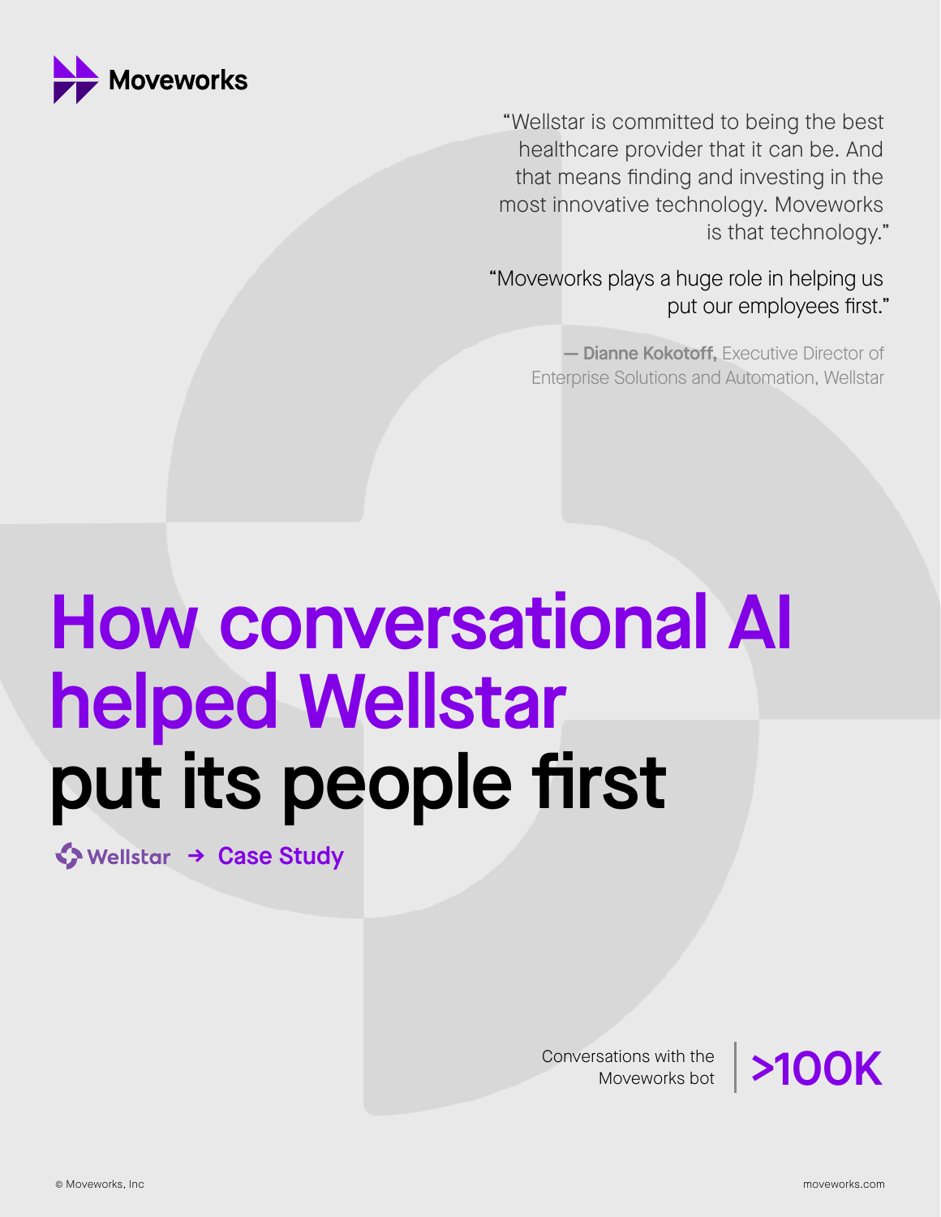Moveworks

"Wellstar is committed to being the best healthcare provider that it can be. And that means finding and investing in the most innovative technology. Moveworks is that technology."

"Moveworks plays a huge role in helping us put our employees first."

— **Dianne Kokotoff,** Executive Director of Enterprise Solutions and Automation, Wellstar

# How conversational AI helped Wellstar put its people first

Wellstar → Case Study

Conversations with the Moveworks bot | **>100K**

© Moveworks, Inc

moveworks.com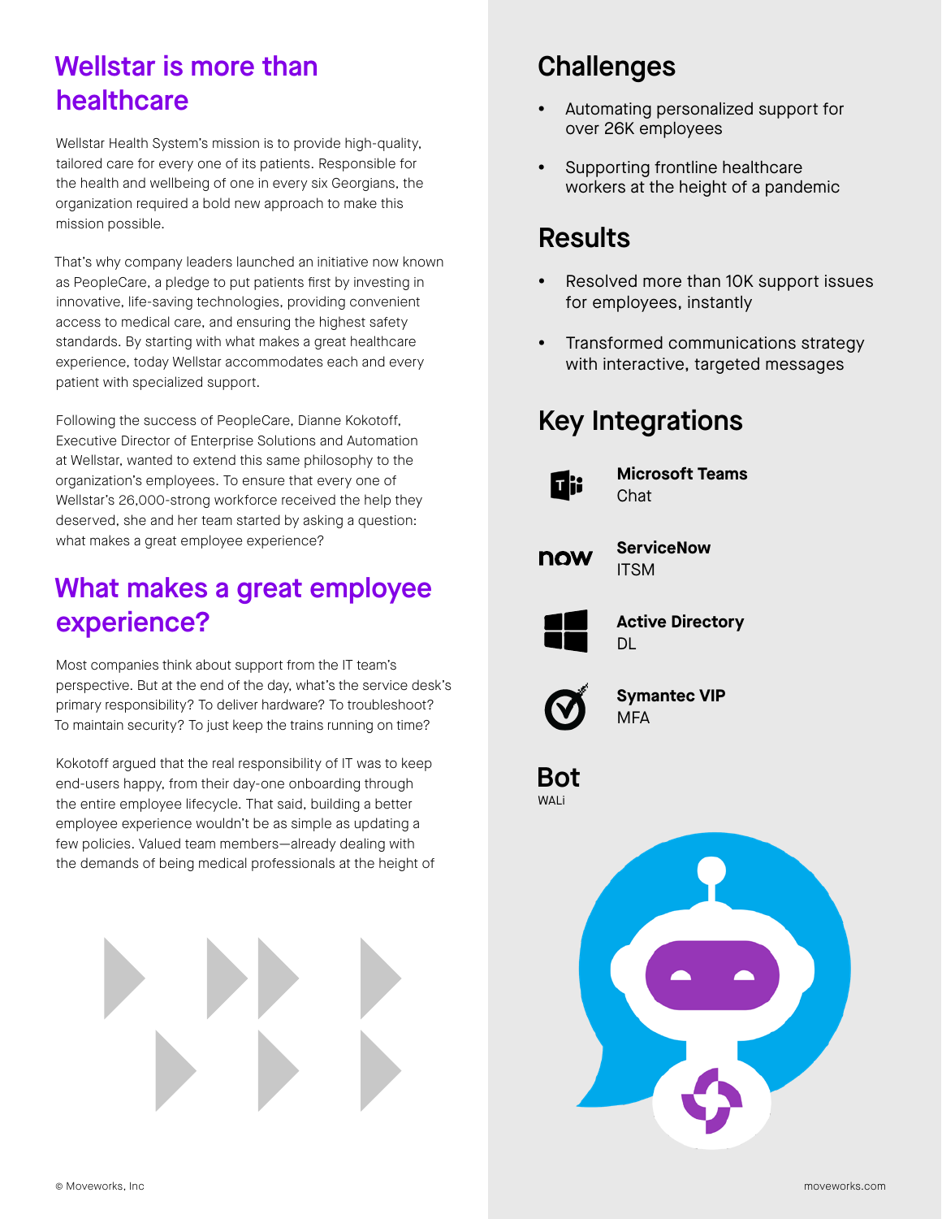## Wellstar is more than healthcare

Wellstar Health System's mission is to provide high-quality, tailored care for every one of its patients. Responsible for the health and wellbeing of one in every six Georgians, the organization required a bold new approach to make this mission possible.

That's why company leaders launched an initiative now known as PeopleCare, a pledge to put patients first by investing in innovative, life-saving technologies, providing convenient access to medical care, and ensuring the highest safety standards. By starting with what makes a great healthcare experience, today Wellstar accommodates each and every patient with specialized support.

Following the success of PeopleCare, Dianne Kokotoff, Executive Director of Enterprise Solutions and Automation at Wellstar, wanted to extend this same philosophy to the organization's employees. To ensure that every one of Wellstar's 26,000-strong workforce received the help they deserved, she and her team started by asking a question: what makes a great employee experience?

## What makes a great employee experience?

Most companies think about support from the IT team's perspective. But at the end of the day, what's the service desk's primary responsibility? To deliver hardware? To troubleshoot? To maintain security? To just keep the trains running on time?

Kokotoff argued that the real responsibility of IT was to keep end-users happy, from their day-one onboarding through the entire employee lifecycle. That said, building a better employee experience wouldn't be as simple as updating a few policies. Valued team members—already dealing with the demands of being medical professionals at the height of

## Challenges

- Automating personalized support for over 26K employees
- Supporting frontline healthcare workers at the height of a pandemic

## Results

- Resolved more than 10K support issues for employees, instantly
- Transformed communications strategy with interactive, targeted messages

## Key Integrations

**Microsoft Teams**
Chat

**ServiceNow**
ITSM

**Active Directory**
DL

**Symantec VIP**
MFA

## Bot

WALi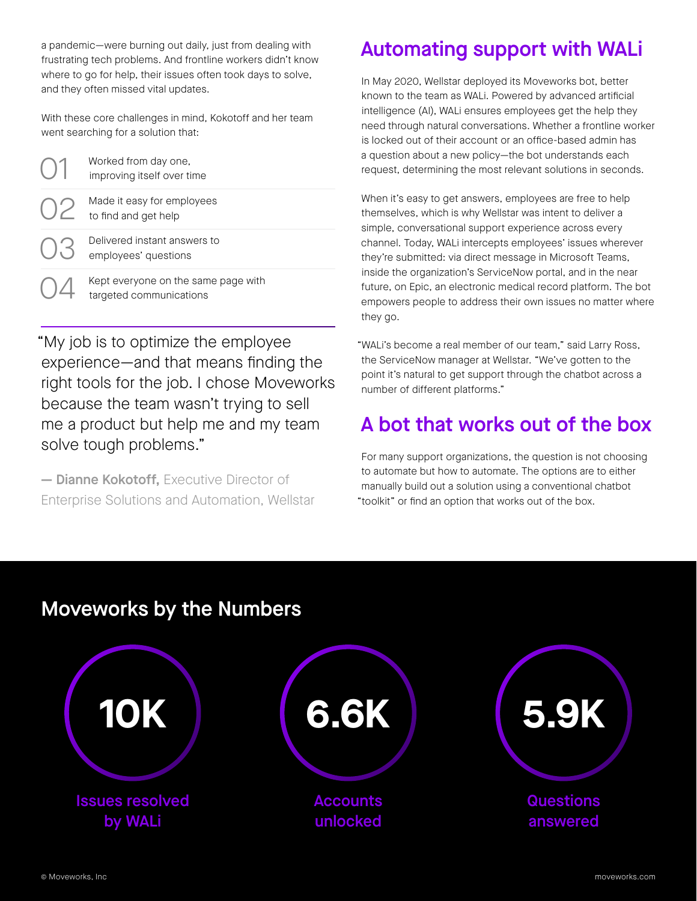a pandemic—were burning out daily, just from dealing with frustrating tech problems. And frontline workers didn't know where to go for help, their issues often took days to solve, and they often missed vital updates.

With these core challenges in mind, Kokotoff and her team went searching for a solution that:

01 Worked from day one, improving itself over time

02 Made it easy for employees to find and get help

03 Delivered instant answers to employees' questions

04 Kept everyone on the same page with targeted communications

> "My job is to optimize the employee experience—and that means finding the right tools for the job. I chose Moveworks because the team wasn't trying to sell me a product but help me and my team solve tough problems."
>
> — **Dianne Kokotoff,** Executive Director of Enterprise Solutions and Automation, Wellstar

## Automating support with WALi

In May 2020, Wellstar deployed its Moveworks bot, better known to the team as WALi. Powered by advanced artificial intelligence (AI), WALi ensures employees get the help they need through natural conversations. Whether a frontline worker is locked out of their account or an office-based admin has a question about a new policy—the bot understands each request, determining the most relevant solutions in seconds.

When it's easy to get answers, employees are free to help themselves, which is why Wellstar was intent to deliver a simple, conversational support experience across every channel. Today, WALi intercepts employees' issues wherever they're submitted: via direct message in Microsoft Teams, inside the organization's ServiceNow portal, and in the near future, on Epic, an electronic medical record platform. The bot empowers people to address their own issues no matter where they go.

"WALi's become a real member of our team," said Larry Ross, the ServiceNow manager at Wellstar. "We've gotten to the point it's natural to get support through the chatbot across a number of different platforms."

## A bot that works out of the box

For many support organizations, the question is not choosing to automate but how to automate. The options are to either manually build out a solution using a conventional chatbot "toolkit" or find an option that works out of the box.

## Moveworks by the Numbers

**10K** Issues resolved by WALi

**6.6K** Accounts unlocked

**5.9K** Questions answered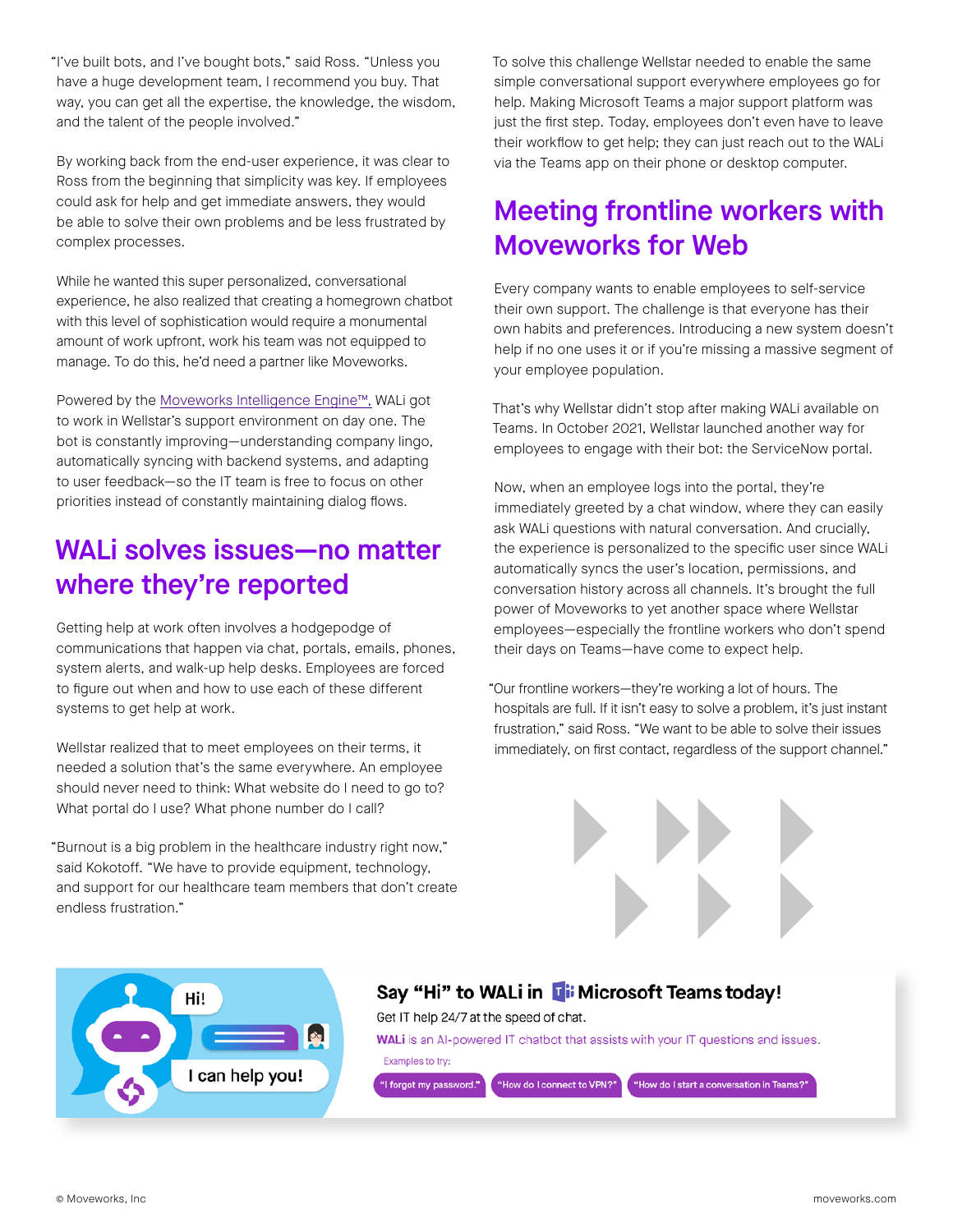"I've built bots, and I've bought bots," said Ross. "Unless you have a huge development team, I recommend you buy. That way, you can get all the expertise, the knowledge, the wisdom, and the talent of the people involved."

By working back from the end-user experience, it was clear to Ross from the beginning that simplicity was key. If employees could ask for help and get immediate answers, they would be able to solve their own problems and be less frustrated by complex processes.

While he wanted this super personalized, conversational experience, he also realized that creating a homegrown chatbot with this level of sophistication would require a monumental amount of work upfront, work his team was not equipped to manage. To do this, he'd need a partner like Moveworks.

Powered by the Moveworks Intelligence Engine™, WALi got to work in Wellstar's support environment on day one. The bot is constantly improving—understanding company lingo, automatically syncing with backend systems, and adapting to user feedback—so the IT team is free to focus on other priorities instead of constantly maintaining dialog flows.

## WALi solves issues—no matter where they're reported

Getting help at work often involves a hodgepodge of communications that happen via chat, portals, emails, phones, system alerts, and walk-up help desks. Employees are forced to figure out when and how to use each of these different systems to get help at work.

Wellstar realized that to meet employees on their terms, it needed a solution that's the same everywhere. An employee should never need to think: What website do I need to go to? What portal do I use? What phone number do I call?

"Burnout is a big problem in the healthcare industry right now," said Kokotoff. "We have to provide equipment, technology, and support for our healthcare team members that don't create endless frustration."

To solve this challenge Wellstar needed to enable the same simple conversational support everywhere employees go for help. Making Microsoft Teams a major support platform was just the first step. Today, employees don't even have to leave their workflow to get help; they can just reach out to the WALi via the Teams app on their phone or desktop computer.

## Meeting frontline workers with Moveworks for Web

Every company wants to enable employees to self-service their own support. The challenge is that everyone has their own habits and preferences. Introducing a new system doesn't help if no one uses it or if you're missing a massive segment of your employee population.

That's why Wellstar didn't stop after making WALi available on Teams. In October 2021, Wellstar launched another way for employees to engage with their bot: the ServiceNow portal.

Now, when an employee logs into the portal, they're immediately greeted by a chat window, where they can easily ask WALi questions with natural conversation. And crucially, the experience is personalized to the specific user since WALi automatically syncs the user's location, permissions, and conversation history across all channels. It's brought the full power of Moveworks to yet another space where Wellstar employees—especially the frontline workers who don't spend their days on Teams—have come to expect help.

"Our frontline workers—they're working a lot of hours. The hospitals are full. If it isn't easy to solve a problem, it's just instant frustration," said Ross. "We want to be able to solve their issues immediately, on first contact, regardless of the support channel."

Hi!

I can help you!

**Say "Hi" to WALi in Microsoft Teams today!**

Get IT help 24/7 at the speed of chat.

**WALi** is an AI-powered IT chatbot that assists with your IT questions and issues.

Examples to try:

"I forgot my password." "How do I connect to VPN?" "How do I start a conversation in Teams?"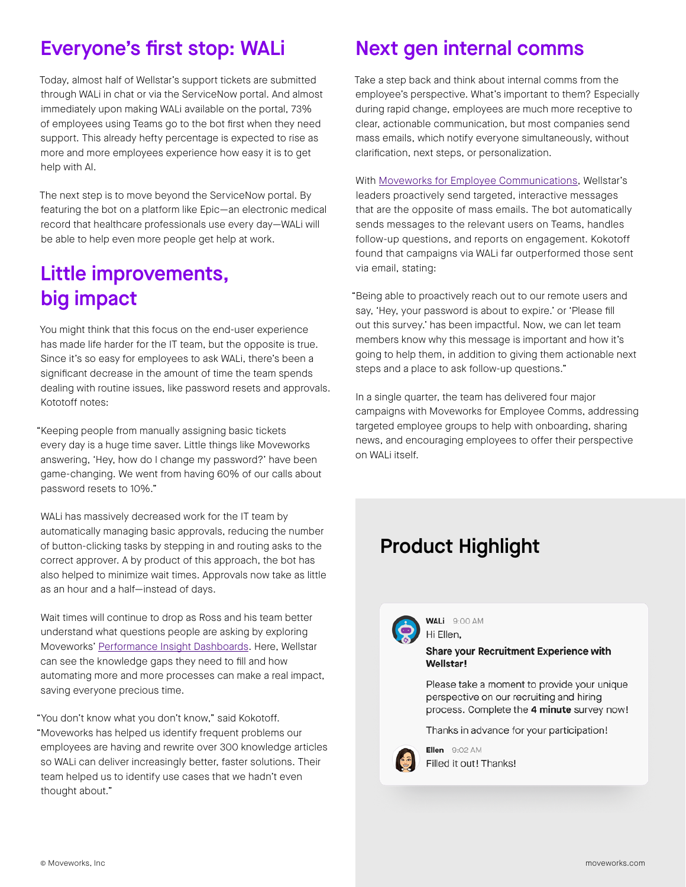## Everyone's first stop: WALi

Today, almost half of Wellstar's support tickets are submitted through WALi in chat or via the ServiceNow portal. And almost immediately upon making WALi available on the portal, 73% of employees using Teams go to the bot first when they need support. This already hefty percentage is expected to rise as more and more employees experience how easy it is to get help with AI.

The next step is to move beyond the ServiceNow portal. By featuring the bot on a platform like Epic—an electronic medical record that healthcare professionals use every day—WALi will be able to help even more people get help at work.

## Little improvements, big impact

You might think that this focus on the end-user experience has made life harder for the IT team, but the opposite is true. Since it's so easy for employees to ask WALi, there's been a significant decrease in the amount of time the team spends dealing with routine issues, like password resets and approvals. Kototoff notes:

"Keeping people from manually assigning basic tickets every day is a huge time saver. Little things like Moveworks answering, 'Hey, how do I change my password?' have been game-changing. We went from having 60% of our calls about password resets to 10%."

WALi has massively decreased work for the IT team by automatically managing basic approvals, reducing the number of button-clicking tasks by stepping in and routing asks to the correct approver. A by product of this approach, the bot has also helped to minimize wait times. Approvals now take as little as an hour and a half—instead of days.

Wait times will continue to drop as Ross and his team better understand what questions people are asking by exploring Moveworks' Performance Insight Dashboards. Here, Wellstar can see the knowledge gaps they need to fill and how automating more and more processes can make a real impact, saving everyone precious time.

"You don't know what you don't know," said Kokotoff. "Moveworks has helped us identify frequent problems our employees are having and rewrite over 300 knowledge articles so WALi can deliver increasingly better, faster solutions. Their team helped us to identify use cases that we hadn't even thought about."

## Next gen internal comms

Take a step back and think about internal comms from the employee's perspective. What's important to them? Especially during rapid change, employees are much more receptive to clear, actionable communication, but most companies send mass emails, which notify everyone simultaneously, without clarification, next steps, or personalization.

With Moveworks for Employee Communications, Wellstar's leaders proactively send targeted, interactive messages that are the opposite of mass emails. The bot automatically sends messages to the relevant users on Teams, handles follow-up questions, and reports on engagement. Kokotoff found that campaigns via WALi far outperformed those sent via email, stating:

"Being able to proactively reach out to our remote users and say, 'Hey, your password is about to expire.' or 'Please fill out this survey.' has been impactful. Now, we can let team members know why this message is important and how it's going to help them, in addition to giving them actionable next steps and a place to ask follow-up questions."

In a single quarter, the team has delivered four major campaigns with Moveworks for Employee Comms, addressing targeted employee groups to help with onboarding, sharing news, and encouraging employees to offer their perspective on WALi itself.

### Product Highlight

**WALi** 9:00 AM
Hi Ellen,

**Share your Recruitment Experience with Wellstar!**

Please take a moment to provide your unique perspective on our recruiting and hiring process. Complete the **4 minute** survey now!

Thanks in advance for your participation!

**Ellen** 9:02 AM
Filled it out! Thanks!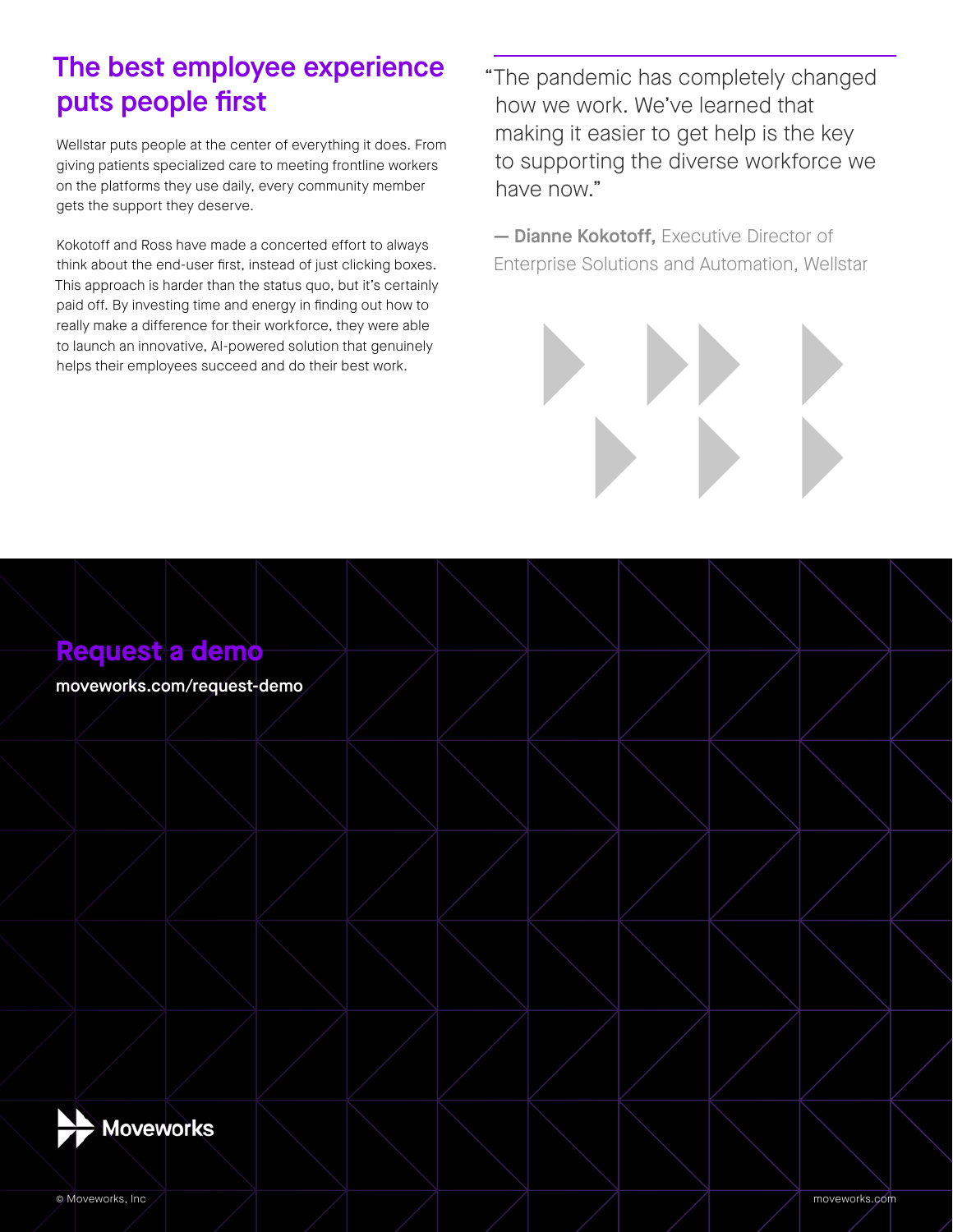## The best employee experience puts people first

Wellstar puts people at the center of everything it does. From giving patients specialized care to meeting frontline workers on the platforms they use daily, every community member gets the support they deserve.

Kokotoff and Ross have made a concerted effort to always think about the end-user first, instead of just clicking boxes. This approach is harder than the status quo, but it's certainly paid off. By investing time and energy in finding out how to really make a difference for their workforce, they were able to launch an innovative, AI-powered solution that genuinely helps their employees succeed and do their best work.

"The pandemic has completely changed how we work. We've learned that making it easier to get help is the key to supporting the diverse workforce we have now."

— **Dianne Kokotoff,** Executive Director of Enterprise Solutions and Automation, Wellstar

## Request a demo

**moveworks.com/request-demo**

Moveworks

© Moveworks, Inc

moveworks.com